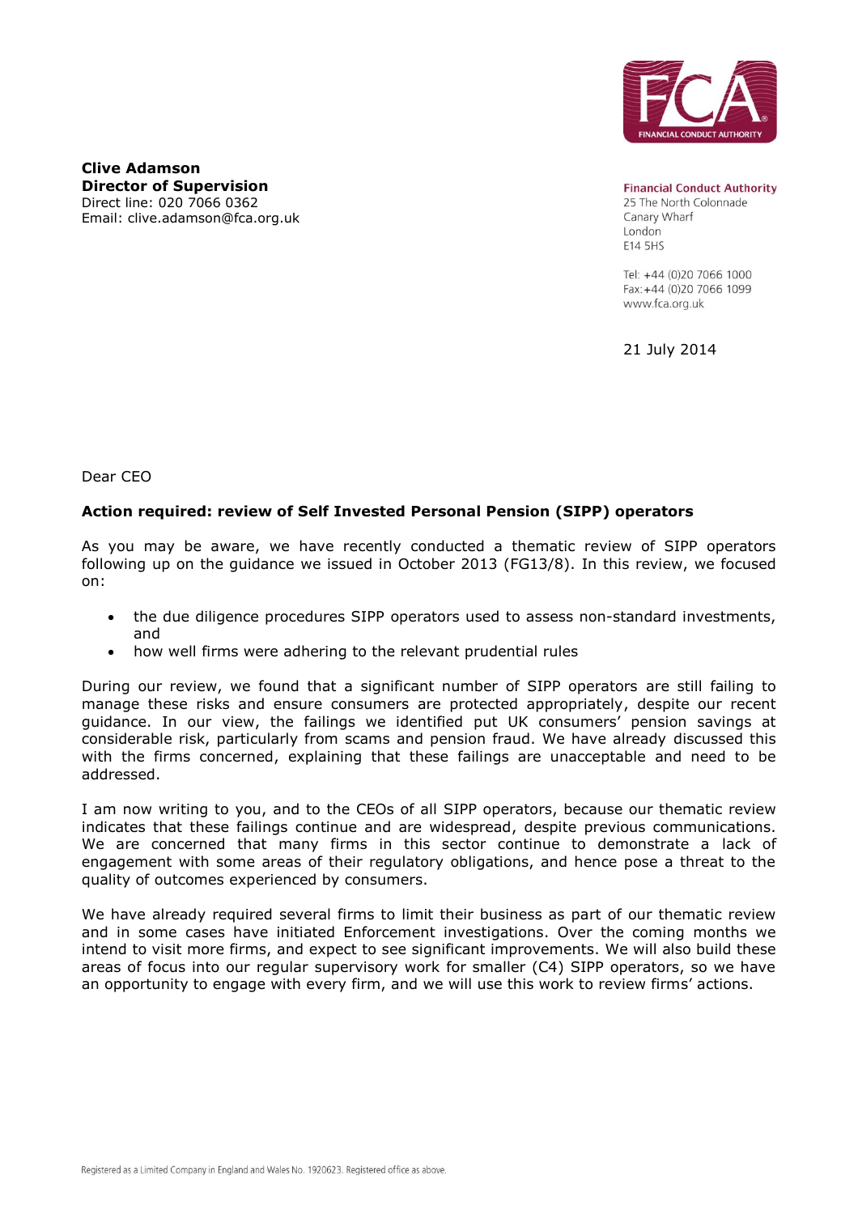**Clive Adamson**
**Director of Supervision**
Direct line: 020 7066 0362
Email: clive.adamson@fca.org.uk

**Financial Conduct Authority**
25 The North Colonnade
Canary Wharf
London
E14 5HS

Tel: +44 (0)20 7066 1000
Fax: +44 (0)20 7066 1099
www.fca.org.uk

21 July 2014

Dear CEO

**Action required: review of Self Invested Personal Pension (SIPP) operators**

As you may be aware, we have recently conducted a thematic review of SIPP operators following up on the guidance we issued in October 2013 (FG13/8). In this review, we focused on:

- the due diligence procedures SIPP operators used to assess non-standard investments, and
- how well firms were adhering to the relevant prudential rules

During our review, we found that a significant number of SIPP operators are still failing to manage these risks and ensure consumers are protected appropriately, despite our recent guidance. In our view, the failings we identified put UK consumers' pension savings at considerable risk, particularly from scams and pension fraud. We have already discussed this with the firms concerned, explaining that these failings are unacceptable and need to be addressed.

I am now writing to you, and to the CEOs of all SIPP operators, because our thematic review indicates that these failings continue and are widespread, despite previous communications. We are concerned that many firms in this sector continue to demonstrate a lack of engagement with some areas of their regulatory obligations, and hence pose a threat to the quality of outcomes experienced by consumers.

We have already required several firms to limit their business as part of our thematic review and in some cases have initiated Enforcement investigations. Over the coming months we intend to visit more firms, and expect to see significant improvements. We will also build these areas of focus into our regular supervisory work for smaller (C4) SIPP operators, so we have an opportunity to engage with every firm, and we will use this work to review firms' actions.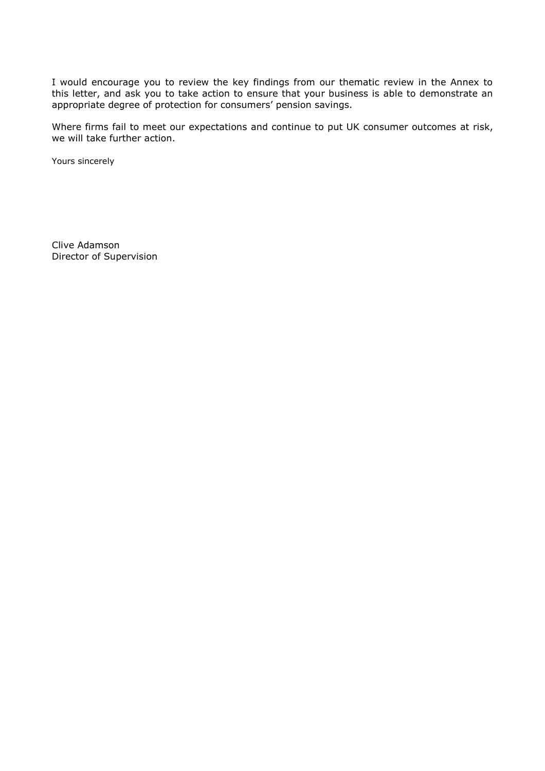I would encourage you to review the key findings from our thematic review in the Annex to this letter, and ask you to take action to ensure that your business is able to demonstrate an appropriate degree of protection for consumers' pension savings.

Where firms fail to meet our expectations and continue to put UK consumer outcomes at risk, we will take further action.

Yours sincerely

Clive Adamson
Director of Supervision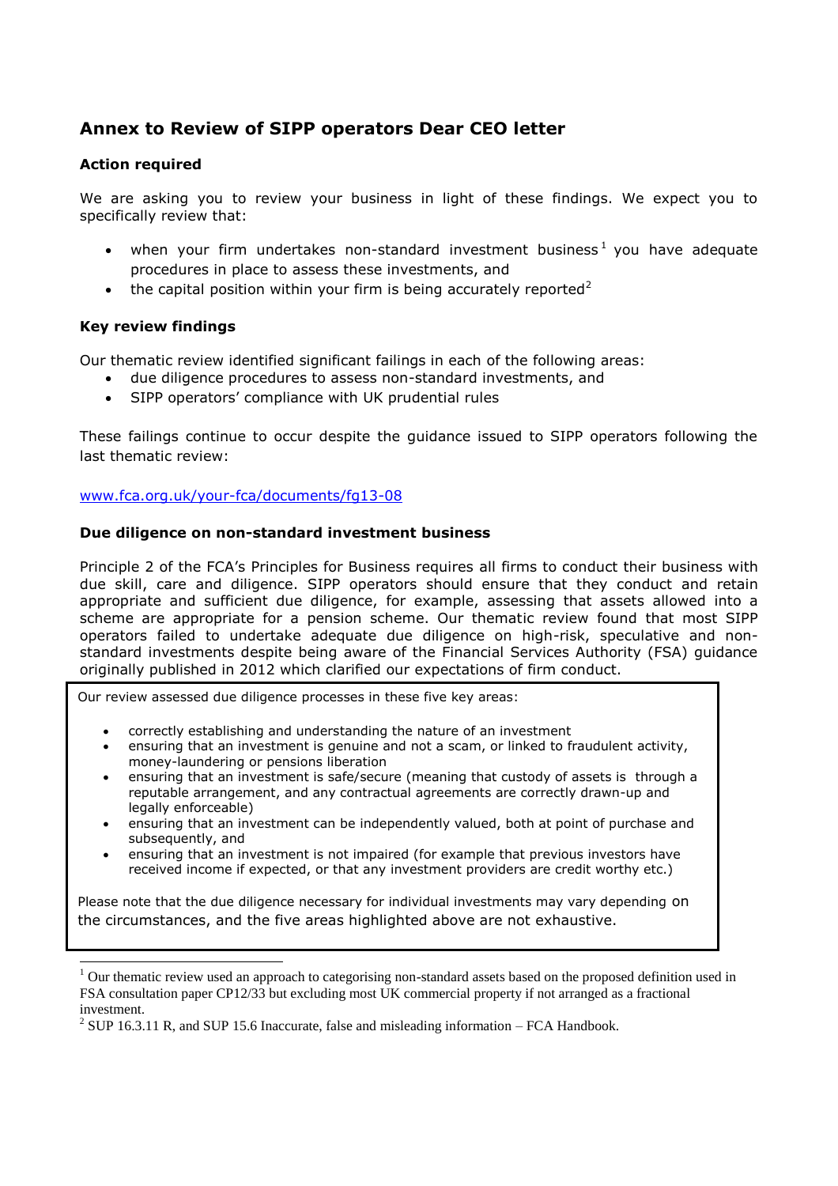## Annex to Review of SIPP operators Dear CEO letter

### Action required

We are asking you to review your business in light of these findings. We expect you to specifically review that:

- when your firm undertakes non-standard investment business[1] you have adequate procedures in place to assess these investments, and
- the capital position within your firm is being accurately reported[2]

### Key review findings

Our thematic review identified significant failings in each of the following areas:

- due diligence procedures to assess non-standard investments, and
- SIPP operators' compliance with UK prudential rules

These failings continue to occur despite the guidance issued to SIPP operators following the last thematic review:

www.fca.org.uk/your-fca/documents/fg13-08

### Due diligence on non-standard investment business

Principle 2 of the FCA's Principles for Business requires all firms to conduct their business with due skill, care and diligence. SIPP operators should ensure that they conduct and retain appropriate and sufficient due diligence, for example, assessing that assets allowed into a scheme are appropriate for a pension scheme. Our thematic review found that most SIPP operators failed to undertake adequate due diligence on high-risk, speculative and non-standard investments despite being aware of the Financial Services Authority (FSA) guidance originally published in 2012 which clarified our expectations of firm conduct.

> Our review assessed due diligence processes in these five key areas:
>
> - correctly establishing and understanding the nature of an investment
> - ensuring that an investment is genuine and not a scam, or linked to fraudulent activity, money-laundering or pensions liberation
> - ensuring that an investment is safe/secure (meaning that custody of assets is through a reputable arrangement, and any contractual agreements are correctly drawn-up and legally enforceable)
> - ensuring that an investment can be independently valued, both at point of purchase and subsequently, and
> - ensuring that an investment is not impaired (for example that previous investors have received income if expected, or that any investment providers are credit worthy etc.)
>
> Please note that the due diligence necessary for individual investments may vary depending on the circumstances, and the five areas highlighted above are not exhaustive.

---

[1] Our thematic review used an approach to categorising non-standard assets based on the proposed definition used in FSA consultation paper CP12/33 but excluding most UK commercial property if not arranged as a fractional investment.

[2] SUP 16.3.11 R, and SUP 15.6 Inaccurate, false and misleading information – FCA Handbook.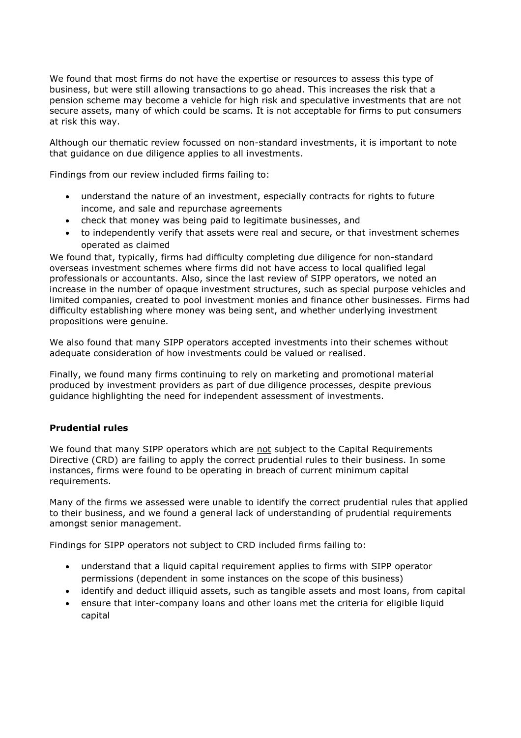We found that most firms do not have the expertise or resources to assess this type of business, but were still allowing transactions to go ahead. This increases the risk that a pension scheme may become a vehicle for high risk and speculative investments that are not secure assets, many of which could be scams. It is not acceptable for firms to put consumers at risk this way.

Although our thematic review focussed on non-standard investments, it is important to note that guidance on due diligence applies to all investments.

Findings from our review included firms failing to:

- understand the nature of an investment, especially contracts for rights to future income, and sale and repurchase agreements
- check that money was being paid to legitimate businesses, and
- to independently verify that assets were real and secure, or that investment schemes operated as claimed

We found that, typically, firms had difficulty completing due diligence for non-standard overseas investment schemes where firms did not have access to local qualified legal professionals or accountants. Also, since the last review of SIPP operators, we noted an increase in the number of opaque investment structures, such as special purpose vehicles and limited companies, created to pool investment monies and finance other businesses. Firms had difficulty establishing where money was being sent, and whether underlying investment propositions were genuine.

We also found that many SIPP operators accepted investments into their schemes without adequate consideration of how investments could be valued or realised.

Finally, we found many firms continuing to rely on marketing and promotional material produced by investment providers as part of due diligence processes, despite previous guidance highlighting the need for independent assessment of investments.

**Prudential rules**

We found that many SIPP operators which are <u>not</u> subject to the Capital Requirements Directive (CRD) are failing to apply the correct prudential rules to their business. In some instances, firms were found to be operating in breach of current minimum capital requirements.

Many of the firms we assessed were unable to identify the correct prudential rules that applied to their business, and we found a general lack of understanding of prudential requirements amongst senior management.

Findings for SIPP operators not subject to CRD included firms failing to:

- understand that a liquid capital requirement applies to firms with SIPP operator permissions (dependent in some instances on the scope of this business)
- identify and deduct illiquid assets, such as tangible assets and most loans, from capital
- ensure that inter-company loans and other loans met the criteria for eligible liquid capital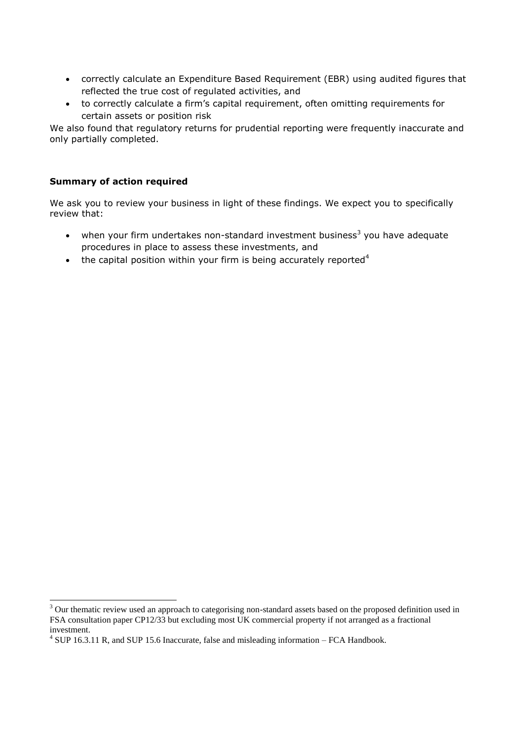- correctly calculate an Expenditure Based Requirement (EBR) using audited figures that reflected the true cost of regulated activities, and
- to correctly calculate a firm's capital requirement, often omitting requirements for certain assets or position risk

We also found that regulatory returns for prudential reporting were frequently inaccurate and only partially completed.

**Summary of action required**

We ask you to review your business in light of these findings. We expect you to specifically review that:

- when your firm undertakes non-standard investment business[3] you have adequate procedures in place to assess these investments, and
- the capital position within your firm is being accurately reported[4]

---

[3] Our thematic review used an approach to categorising non-standard assets based on the proposed definition used in FSA consultation paper CP12/33 but excluding most UK commercial property if not arranged as a fractional investment.

[4] SUP 16.3.11 R, and SUP 15.6 Inaccurate, false and misleading information – FCA Handbook.